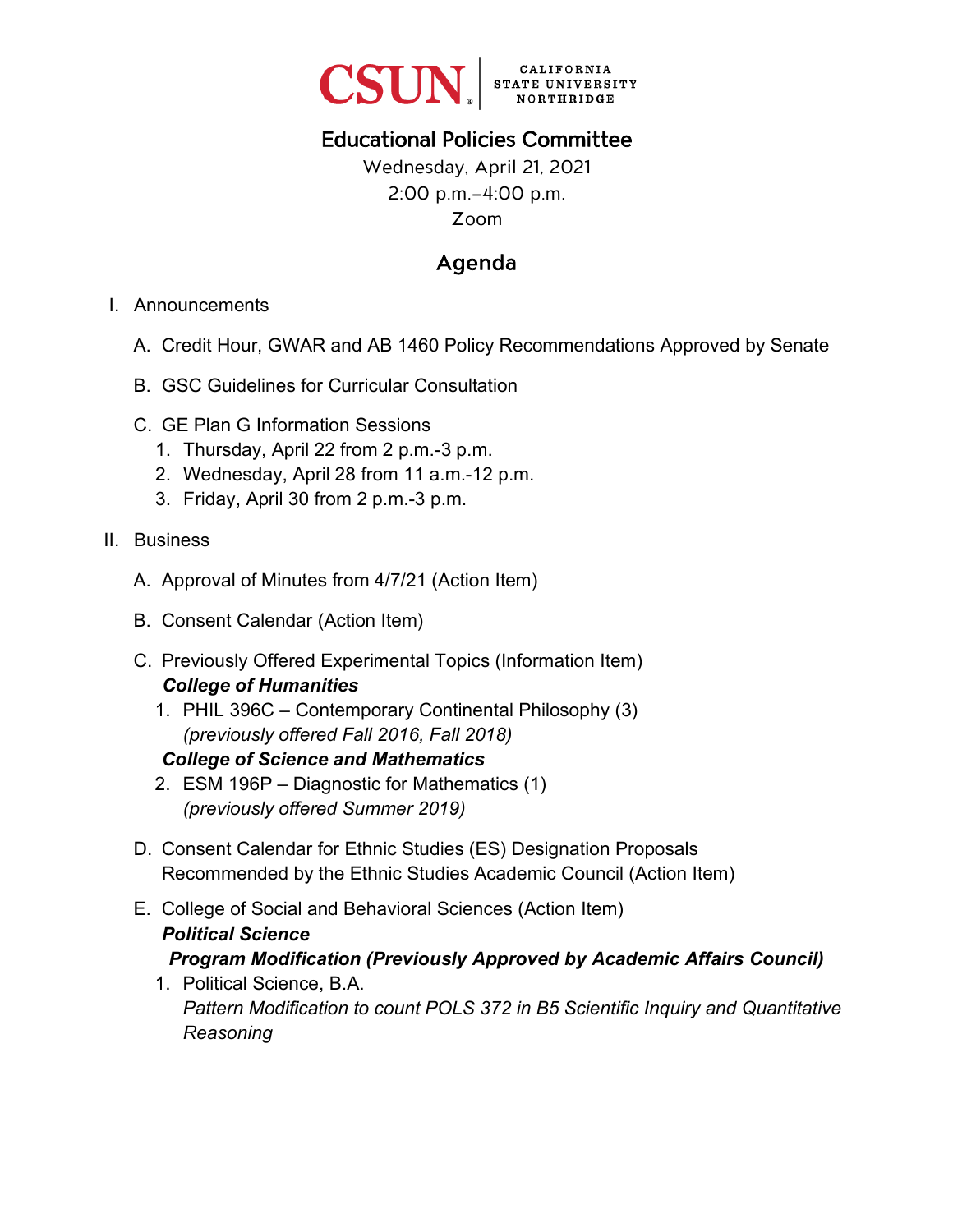CSUN | CALIFORNIA STATE UNIVERSITY NORTHRIDGE

# Educational Policies Committee

Wednesday, April 21, 2021
2:00 p.m.–4:00 p.m.
Zoom

## Agenda

I. Announcements

   A. Credit Hour, GWAR and AB 1460 Policy Recommendations Approved by Senate

   B. GSC Guidelines for Curricular Consultation

   C. GE Plan G Information Sessions
      1. Thursday, April 22 from 2 p.m.-3 p.m.
      2. Wednesday, April 28 from 11 a.m.-12 p.m.
      3. Friday, April 30 from 2 p.m.-3 p.m.

II. Business

   A. Approval of Minutes from 4/7/21 (Action Item)

   B. Consent Calendar (Action Item)

   C. Previously Offered Experimental Topics (Information Item)
      ***College of Humanities***
      1. PHIL 396C – Contemporary Continental Philosophy (3)
         *(previously offered Fall 2016, Fall 2018)*

      ***College of Science and Mathematics***

      2. ESM 196P – Diagnostic for Mathematics (1)
         *(previously offered Summer 2019)*

   D. Consent Calendar for Ethnic Studies (ES) Designation Proposals Recommended by the Ethnic Studies Academic Council (Action Item)

   E. College of Social and Behavioral Sciences (Action Item)
      ***Political Science***
      ***Program Modification (Previously Approved by Academic Affairs Council)***
      1. Political Science, B.A.
         *Pattern Modification to count POLS 372 in B5 Scientific Inquiry and Quantitative Reasoning*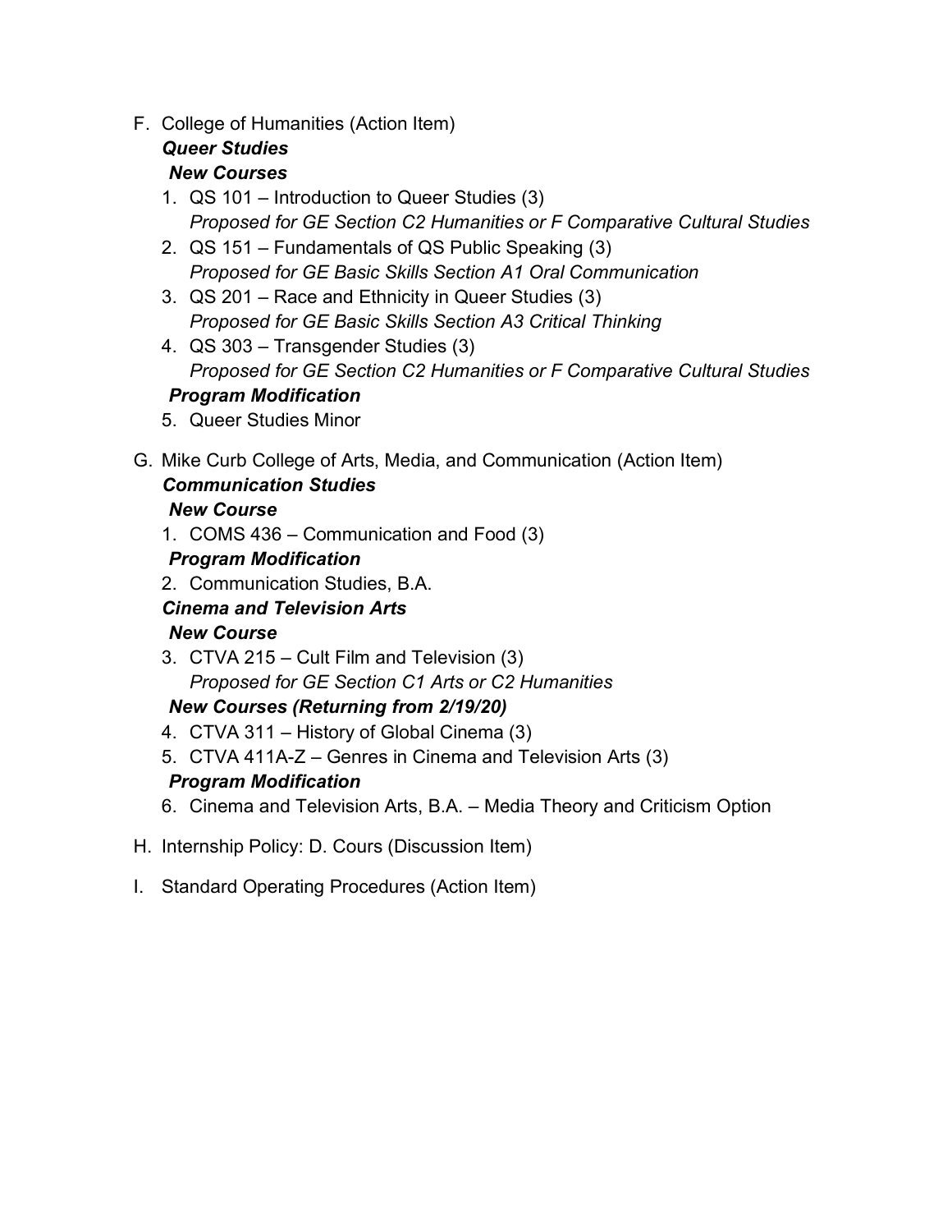F. College of Humanities (Action Item)

***Queer Studies***

***New Courses***

1. QS 101 – Introduction to Queer Studies (3)
   *Proposed for GE Section C2 Humanities or F Comparative Cultural Studies*
2. QS 151 – Fundamentals of QS Public Speaking (3)
   *Proposed for GE Basic Skills Section A1 Oral Communication*
3. QS 201 – Race and Ethnicity in Queer Studies (3)
   *Proposed for GE Basic Skills Section A3 Critical Thinking*
4. QS 303 – Transgender Studies (3)
   *Proposed for GE Section C2 Humanities or F Comparative Cultural Studies*

***Program Modification***

5. Queer Studies Minor

G. Mike Curb College of Arts, Media, and Communication (Action Item)

***Communication Studies***

***New Course***

1. COMS 436 – Communication and Food (3)

***Program Modification***

2. Communication Studies, B.A.

***Cinema and Television Arts***

***New Course***

3. CTVA 215 – Cult Film and Television (3)
   *Proposed for GE Section C1 Arts or C2 Humanities*

***New Courses (Returning from 2/19/20)***

4. CTVA 311 – History of Global Cinema (3)
5. CTVA 411A-Z – Genres in Cinema and Television Arts (3)

***Program Modification***

6. Cinema and Television Arts, B.A. – Media Theory and Criticism Option

H. Internship Policy: D. Cours (Discussion Item)

I. Standard Operating Procedures (Action Item)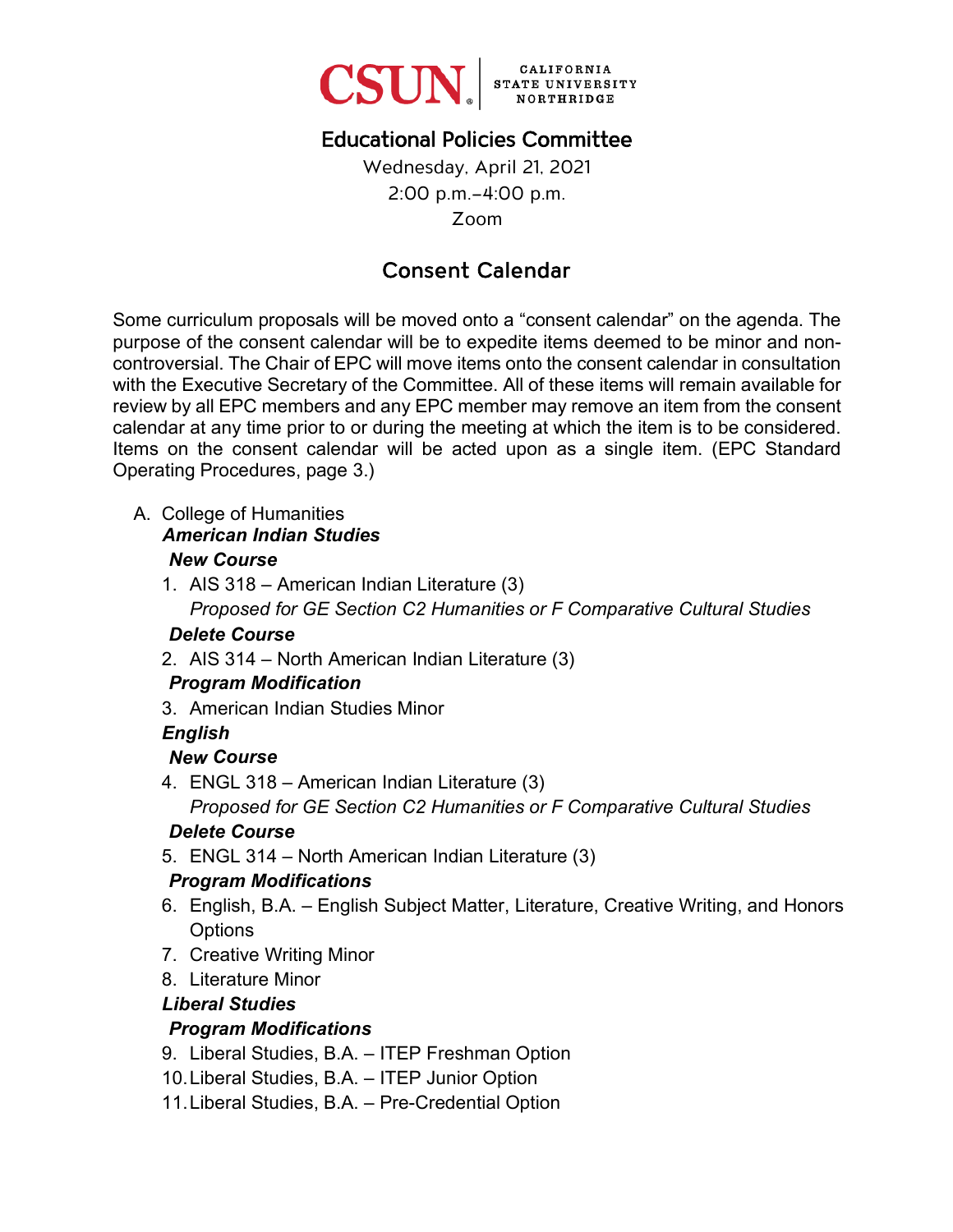# Educational Policies Committee

Wednesday, April 21, 2021
2:00 p.m.–4:00 p.m.
Zoom

## Consent Calendar

Some curriculum proposals will be moved onto a "consent calendar" on the agenda. The purpose of the consent calendar will be to expedite items deemed to be minor and non-controversial. The Chair of EPC will move items onto the consent calendar in consultation with the Executive Secretary of the Committee. All of these items will remain available for review by all EPC members and any EPC member may remove an item from the consent calendar at any time prior to or during the meeting at which the item is to be considered. Items on the consent calendar will be acted upon as a single item. (EPC Standard Operating Procedures, page 3.)

A. College of Humanities

***American Indian Studies***

***New Course***

1. AIS 318 – American Indian Literature (3)
   *Proposed for GE Section C2 Humanities or F Comparative Cultural Studies*

***Delete Course***

2. AIS 314 – North American Indian Literature (3)

***Program Modification***

3. American Indian Studies Minor

***English***

***New Course***

4. ENGL 318 – American Indian Literature (3)
   *Proposed for GE Section C2 Humanities or F Comparative Cultural Studies*

***Delete Course***

5. ENGL 314 – North American Indian Literature (3)

***Program Modifications***

6. English, B.A. – English Subject Matter, Literature, Creative Writing, and Honors Options
7. Creative Writing Minor
8. Literature Minor

***Liberal Studies***

***Program Modifications***

9. Liberal Studies, B.A. – ITEP Freshman Option
10. Liberal Studies, B.A. – ITEP Junior Option
11. Liberal Studies, B.A. – Pre-Credential Option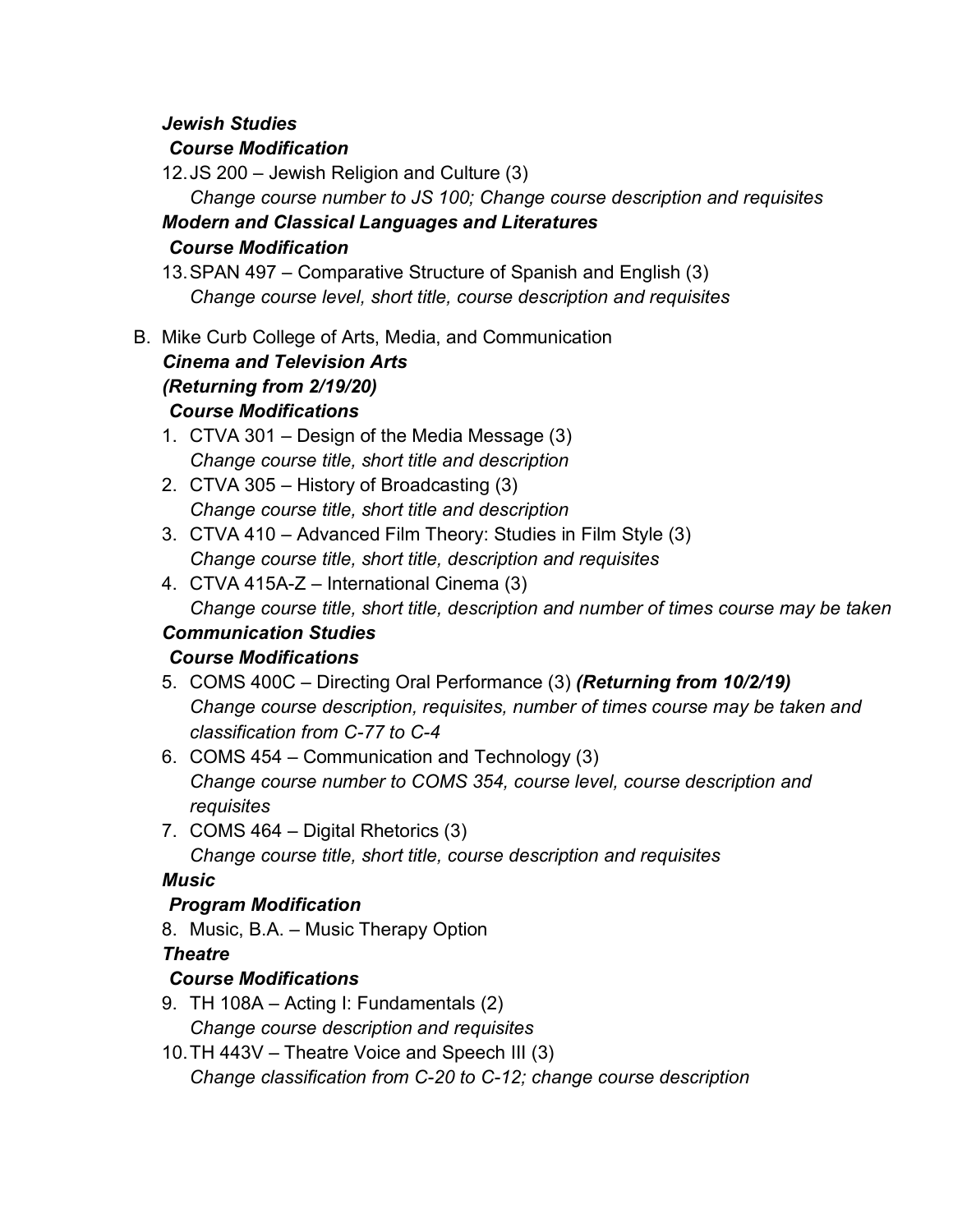***Jewish Studies***

***Course Modification***

12. JS 200 – Jewish Religion and Culture (3)
    *Change course number to JS 100; Change course description and requisites*

***Modern and Classical Languages and Literatures***

***Course Modification***

13. SPAN 497 – Comparative Structure of Spanish and English (3)
    *Change course level, short title, course description and requisites*

B. Mike Curb College of Arts, Media, and Communication

***Cinema and Television Arts***

***(Returning from 2/19/20)***

***Course Modifications***

1. CTVA 301 – Design of the Media Message (3)
   *Change course title, short title and description*
2. CTVA 305 – History of Broadcasting (3)
   *Change course title, short title and description*
3. CTVA 410 – Advanced Film Theory: Studies in Film Style (3)
   *Change course title, short title, description and requisites*
4. CTVA 415A-Z – International Cinema (3)
   *Change course title, short title, description and number of times course may be taken*

***Communication Studies***

***Course Modifications***

5. COMS 400C – Directing Oral Performance (3) ***(Returning from 10/2/19)***
   *Change course description, requisites, number of times course may be taken and classification from C-77 to C-4*
6. COMS 454 – Communication and Technology (3)
   *Change course number to COMS 354, course level, course description and requisites*
7. COMS 464 – Digital Rhetorics (3)
   *Change course title, short title, course description and requisites*

***Music***

***Program Modification***

8. Music, B.A. – Music Therapy Option

***Theatre***

***Course Modifications***

9. TH 108A – Acting I: Fundamentals (2)
   *Change course description and requisites*
10. TH 443V – Theatre Voice and Speech III (3)
    *Change classification from C-20 to C-12; change course description*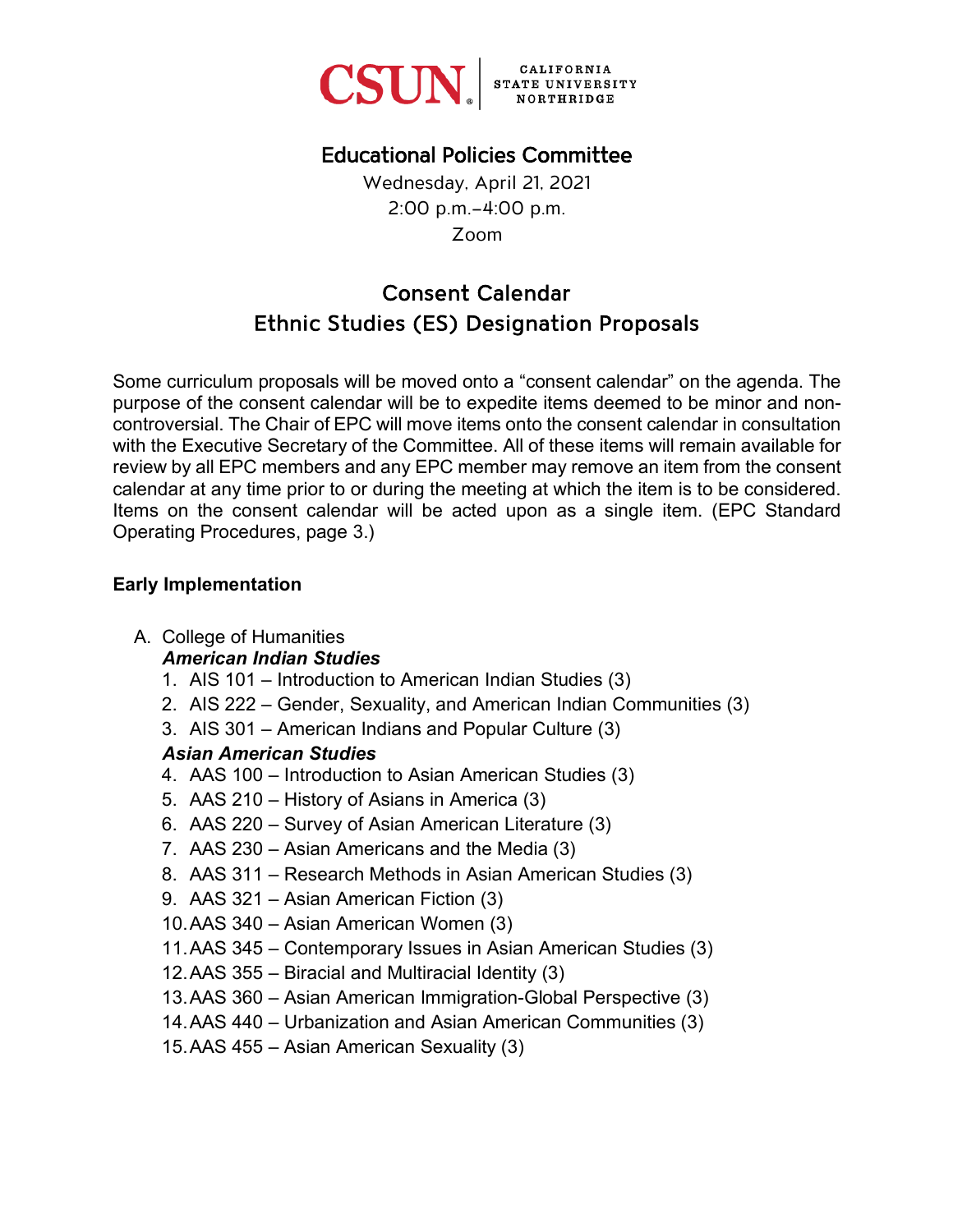CSUN CALIFORNIA STATE UNIVERSITY NORTHRIDGE

# Educational Policies Committee

Wednesday, April 21, 2021
2:00 p.m.–4:00 p.m.
Zoom

## Consent Calendar
## Ethnic Studies (ES) Designation Proposals

Some curriculum proposals will be moved onto a "consent calendar" on the agenda. The purpose of the consent calendar will be to expedite items deemed to be minor and non-controversial. The Chair of EPC will move items onto the consent calendar in consultation with the Executive Secretary of the Committee. All of these items will remain available for review by all EPC members and any EPC member may remove an item from the consent calendar at any time prior to or during the meeting at which the item is to be considered. Items on the consent calendar will be acted upon as a single item. (EPC Standard Operating Procedures, page 3.)

**Early Implementation**

A. College of Humanities

***American Indian Studies***

1. AIS 101 – Introduction to American Indian Studies (3)
2. AIS 222 – Gender, Sexuality, and American Indian Communities (3)
3. AIS 301 – American Indians and Popular Culture (3)

***Asian American Studies***

4. AAS 100 – Introduction to Asian American Studies (3)
5. AAS 210 – History of Asians in America (3)
6. AAS 220 – Survey of Asian American Literature (3)
7. AAS 230 – Asian Americans and the Media (3)
8. AAS 311 – Research Methods in Asian American Studies (3)
9. AAS 321 – Asian American Fiction (3)
10. AAS 340 – Asian American Women (3)
11. AAS 345 – Contemporary Issues in Asian American Studies (3)
12. AAS 355 – Biracial and Multiracial Identity (3)
13. AAS 360 – Asian American Immigration-Global Perspective (3)
14. AAS 440 – Urbanization and Asian American Communities (3)
15. AAS 455 – Asian American Sexuality (3)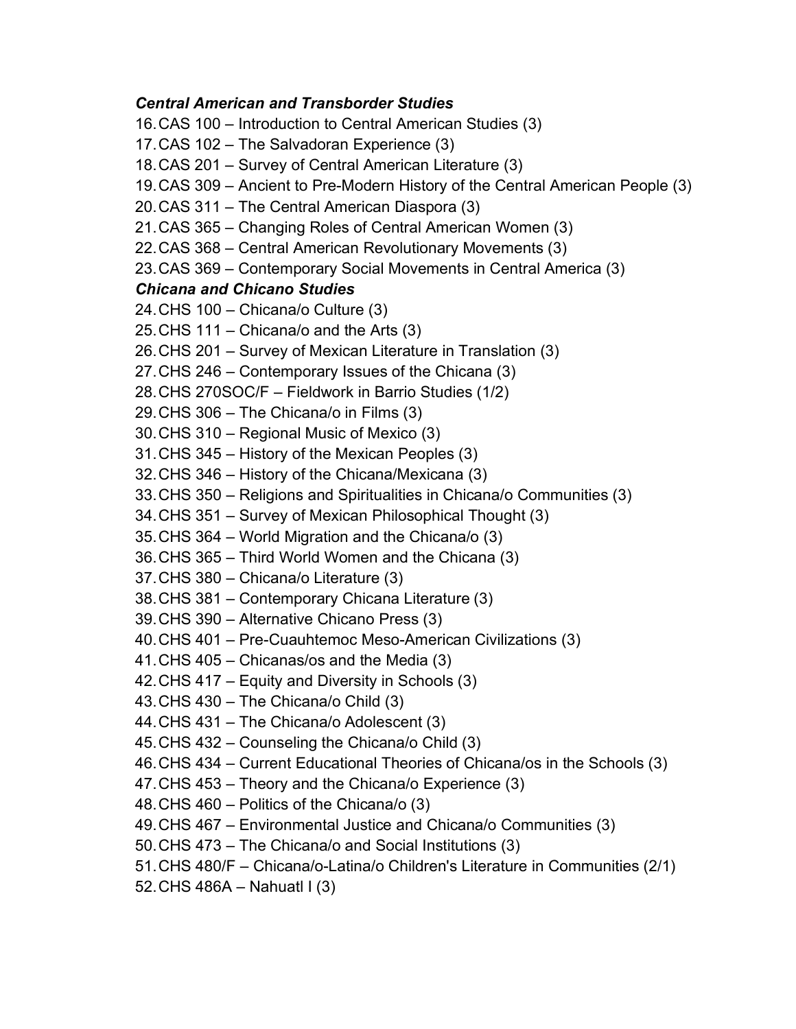***Central American and Transborder Studies***

16. CAS 100 – Introduction to Central American Studies (3)
17. CAS 102 – The Salvadoran Experience (3)
18. CAS 201 – Survey of Central American Literature (3)
19. CAS 309 – Ancient to Pre-Modern History of the Central American People (3)
20. CAS 311 – The Central American Diaspora (3)
21. CAS 365 – Changing Roles of Central American Women (3)
22. CAS 368 – Central American Revolutionary Movements (3)
23. CAS 369 – Contemporary Social Movements in Central America (3)

***Chicana and Chicano Studies***

24. CHS 100 – Chicana/o Culture (3)
25. CHS 111 – Chicana/o and the Arts (3)
26. CHS 201 – Survey of Mexican Literature in Translation (3)
27. CHS 246 – Contemporary Issues of the Chicana (3)
28. CHS 270SOC/F – Fieldwork in Barrio Studies (1/2)
29. CHS 306 – The Chicana/o in Films (3)
30. CHS 310 – Regional Music of Mexico (3)
31. CHS 345 – History of the Mexican Peoples (3)
32. CHS 346 – History of the Chicana/Mexicana (3)
33. CHS 350 – Religions and Spiritualities in Chicana/o Communities (3)
34. CHS 351 – Survey of Mexican Philosophical Thought (3)
35. CHS 364 – World Migration and the Chicana/o (3)
36. CHS 365 – Third World Women and the Chicana (3)
37. CHS 380 – Chicana/o Literature (3)
38. CHS 381 – Contemporary Chicana Literature (3)
39. CHS 390 – Alternative Chicano Press (3)
40. CHS 401 – Pre-Cuauhtemoc Meso-American Civilizations (3)
41. CHS 405 – Chicanas/os and the Media (3)
42. CHS 417 – Equity and Diversity in Schools (3)
43. CHS 430 – The Chicana/o Child (3)
44. CHS 431 – The Chicana/o Adolescent (3)
45. CHS 432 – Counseling the Chicana/o Child (3)
46. CHS 434 – Current Educational Theories of Chicana/os in the Schools (3)
47. CHS 453 – Theory and the Chicana/o Experience (3)
48. CHS 460 – Politics of the Chicana/o (3)
49. CHS 467 – Environmental Justice and Chicana/o Communities (3)
50. CHS 473 – The Chicana/o and Social Institutions (3)
51. CHS 480/F – Chicana/o-Latina/o Children's Literature in Communities (2/1)
52. CHS 486A – Nahuatl I (3)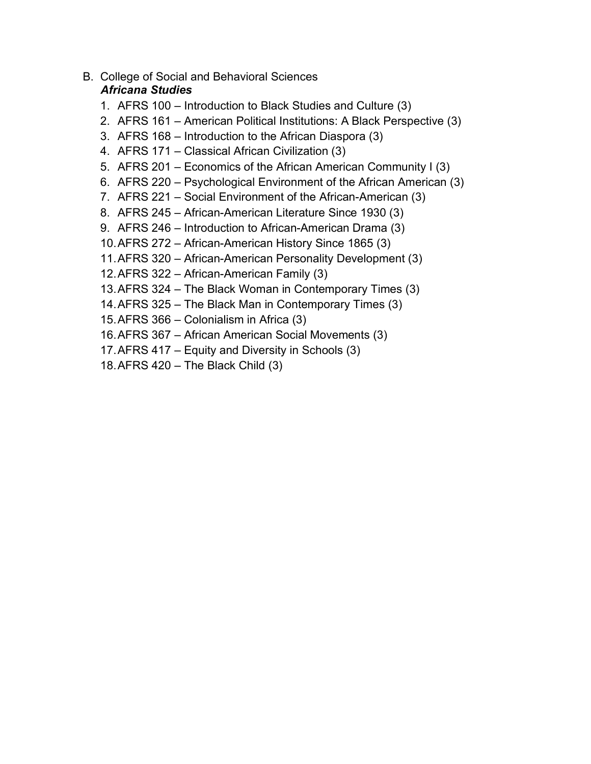B. College of Social and Behavioral Sciences
   ***Africana Studies***

1. AFRS 100 – Introduction to Black Studies and Culture (3)
2. AFRS 161 – American Political Institutions: A Black Perspective (3)
3. AFRS 168 – Introduction to the African Diaspora (3)
4. AFRS 171 – Classical African Civilization (3)
5. AFRS 201 – Economics of the African American Community I (3)
6. AFRS 220 – Psychological Environment of the African American (3)
7. AFRS 221 – Social Environment of the African-American (3)
8. AFRS 245 – African-American Literature Since 1930 (3)
9. AFRS 246 – Introduction to African-American Drama (3)
10. AFRS 272 – African-American History Since 1865 (3)
11. AFRS 320 – African-American Personality Development (3)
12. AFRS 322 – African-American Family (3)
13. AFRS 324 – The Black Woman in Contemporary Times (3)
14. AFRS 325 – The Black Man in Contemporary Times (3)
15. AFRS 366 – Colonialism in Africa (3)
16. AFRS 367 – African American Social Movements (3)
17. AFRS 417 – Equity and Diversity in Schools (3)
18. AFRS 420 – The Black Child (3)